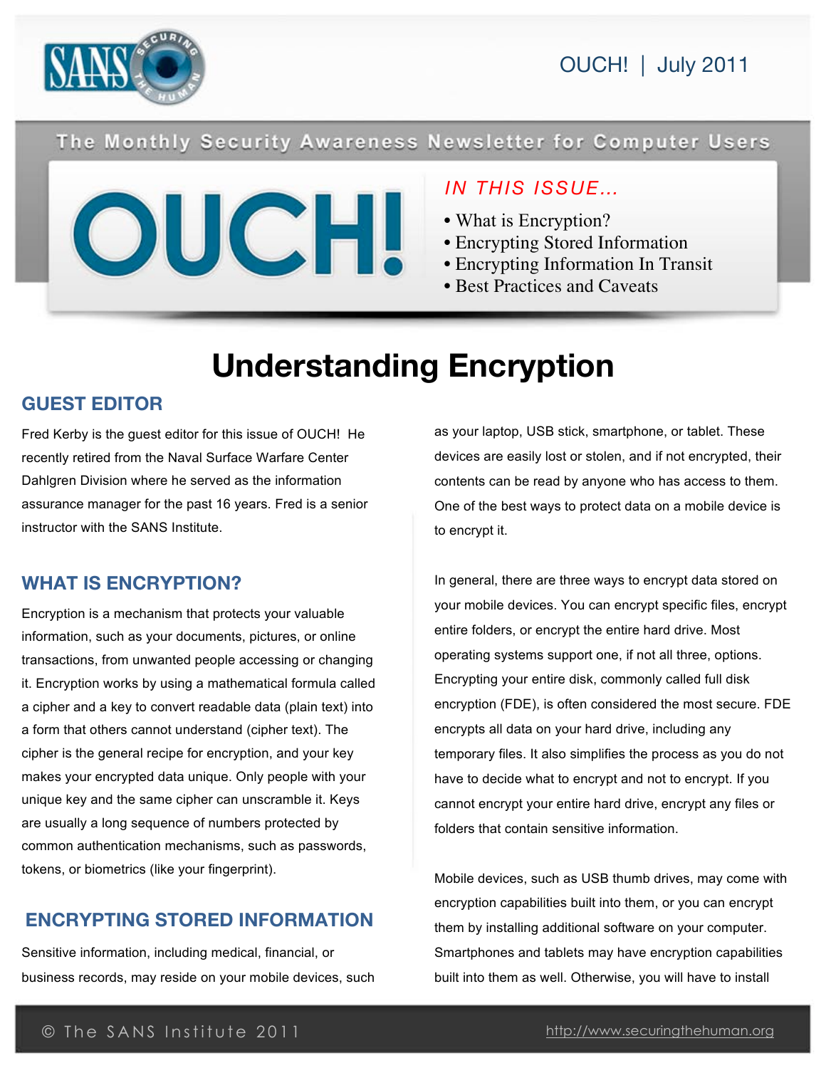OUCH! | July 2011

The Monthly Security Awareness Newsletter for Computer Users

# OUCH!

*IN THIS ISSUE...*

- What is Encryption?
- Encrypting Stored Information
- Encrypting Information In Transit
- Best Practices and Caveats

# Understanding Encryption

## GUEST EDITOR

Fred Kerby is the guest editor for this issue of OUCH! He recently retired from the Naval Surface Warfare Center Dahlgren Division where he served as the information assurance manager for the past 16 years. Fred is a senior instructor with the SANS Institute.

## WHAT IS ENCRYPTION?

Encryption is a mechanism that protects your valuable information, such as your documents, pictures, or online transactions, from unwanted people accessing or changing it. Encryption works by using a mathematical formula called a cipher and a key to convert readable data (plain text) into a form that others cannot understand (cipher text). The cipher is the general recipe for encryption, and your key makes your encrypted data unique. Only people with your unique key and the same cipher can unscramble it. Keys are usually a long sequence of numbers protected by common authentication mechanisms, such as passwords, tokens, or biometrics (like your fingerprint).

## ENCRYPTING STORED INFORMATION

Sensitive information, including medical, financial, or business records, may reside on your mobile devices, such as your laptop, USB stick, smartphone, or tablet. These devices are easily lost or stolen, and if not encrypted, their contents can be read by anyone who has access to them. One of the best ways to protect data on a mobile device is to encrypt it.

In general, there are three ways to encrypt data stored on your mobile devices. You can encrypt specific files, encrypt entire folders, or encrypt the entire hard drive. Most operating systems support one, if not all three, options. Encrypting your entire disk, commonly called full disk encryption (FDE), is often considered the most secure. FDE encrypts all data on your hard drive, including any temporary files. It also simplifies the process as you do not have to decide what to encrypt and not to encrypt. If you cannot encrypt your entire hard drive, encrypt any files or folders that contain sensitive information.

Mobile devices, such as USB thumb drives, may come with encryption capabilities built into them, or you can encrypt them by installing additional software on your computer. Smartphones and tablets may have encryption capabilities built into them as well. Otherwise, you will have to install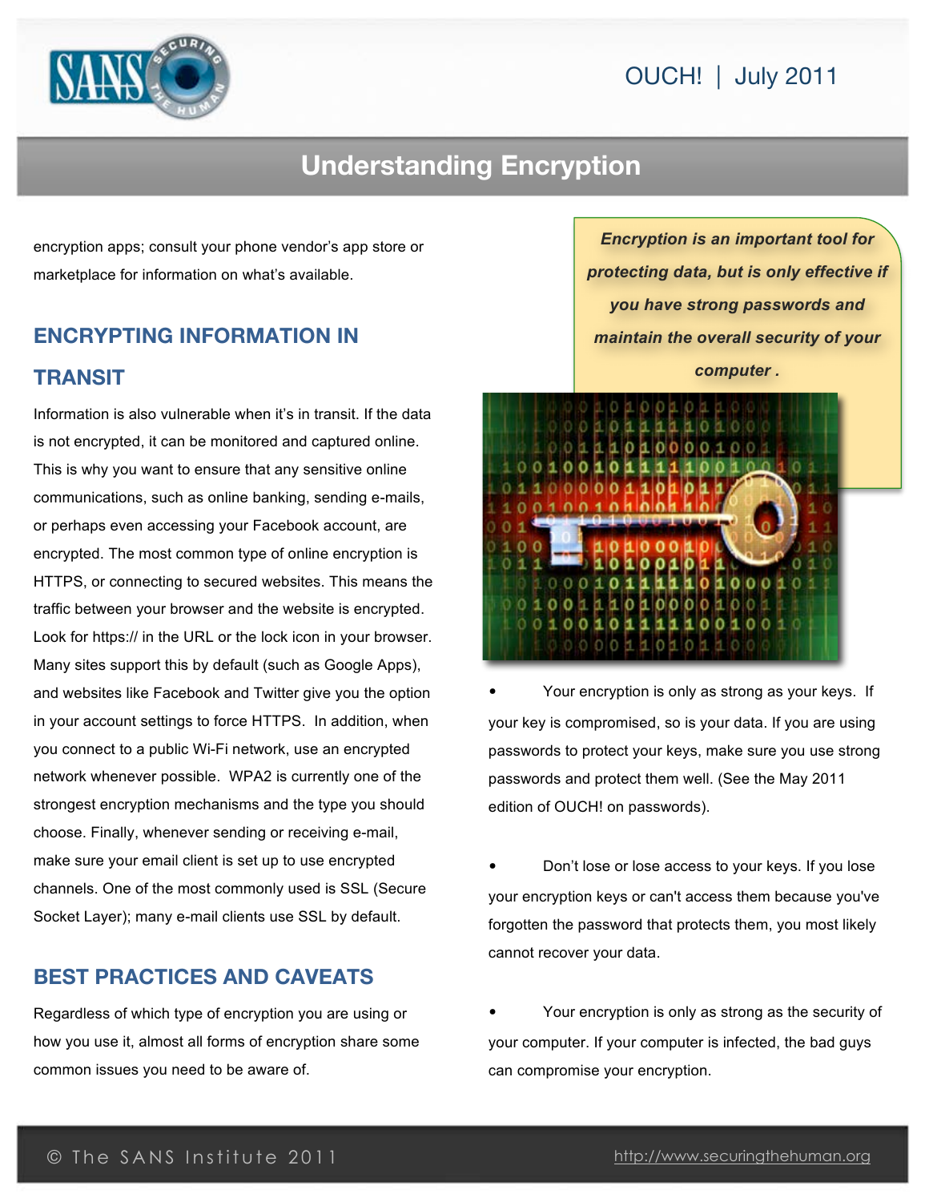encryption apps; consult your phone vendor's app store or marketplace for information on what's available.

## ENCRYPTING INFORMATION IN TRANSIT

Information is also vulnerable when it's in transit. If the data is not encrypted, it can be monitored and captured online. This is why you want to ensure that any sensitive online communications, such as online banking, sending e-mails, or perhaps even accessing your Facebook account, are encrypted. The most common type of online encryption is HTTPS, or connecting to secured websites. This means the traffic between your browser and the website is encrypted. Look for https:// in the URL or the lock icon in your browser. Many sites support this by default (such as Google Apps), and websites like Facebook and Twitter give you the option in your account settings to force HTTPS. In addition, when you connect to a public Wi-Fi network, use an encrypted network whenever possible. WPA2 is currently one of the strongest encryption mechanisms and the type you should choose. Finally, whenever sending or receiving e-mail, make sure your email client is set up to use encrypted channels. One of the most commonly used is SSL (Secure Socket Layer); many e-mail clients use SSL by default.

## BEST PRACTICES AND CAVEATS

Regardless of which type of encryption you are using or how you use it, almost all forms of encryption share some common issues you need to be aware of.

***Encryption is an important tool for protecting data, but is only effective if you have strong passwords and maintain the overall security of your computer .***

- Your encryption is only as strong as your keys. If your key is compromised, so is your data. If you are using passwords to protect your keys, make sure you use strong passwords and protect them well. (See the May 2011 edition of OUCH! on passwords).

- Don't lose or lose access to your keys. If you lose your encryption keys or can't access them because you've forgotten the password that protects them, you most likely cannot recover your data.

- Your encryption is only as strong as the security of your computer. If your computer is infected, the bad guys can compromise your encryption.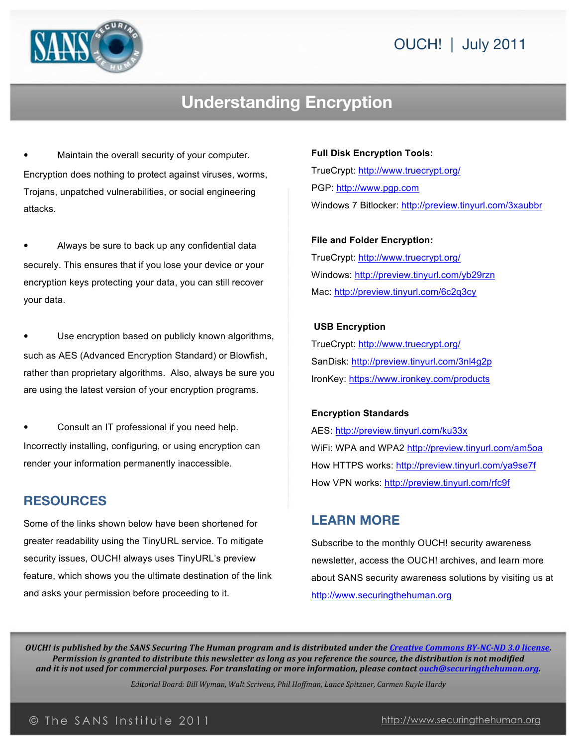- Maintain the overall security of your computer. Encryption does nothing to protect against viruses, worms, Trojans, unpatched vulnerabilities, or social engineering attacks.

- Always be sure to back up any confidential data securely. This ensures that if you lose your device or your encryption keys protecting your data, you can still recover your data.

- Use encryption based on publicly known algorithms, such as AES (Advanced Encryption Standard) or Blowfish, rather than proprietary algorithms. Also, always be sure you are using the latest version of your encryption programs.

- Consult an IT professional if you need help. Incorrectly installing, configuring, or using encryption can render your information permanently inaccessible.

## RESOURCES

Some of the links shown below have been shortened for greater readability using the TinyURL service. To mitigate security issues, OUCH! always uses TinyURL's preview feature, which shows you the ultimate destination of the link and asks your permission before proceeding to it.

**Full Disk Encryption Tools:**

TrueCrypt: http://www.truecrypt.org/

PGP: http://www.pgp.com

Windows 7 Bitlocker: http://preview.tinyurl.com/3xaubbr

**File and Folder Encryption:**

TrueCrypt: http://www.truecrypt.org/

Windows: http://preview.tinyurl.com/yb29rzn

Mac: http://preview.tinyurl.com/6c2q3cy

**USB Encryption**

TrueCrypt: http://www.truecrypt.org/

SanDisk: http://preview.tinyurl.com/3nl4g2p

IronKey: https://www.ironkey.com/products

**Encryption Standards**

AES: http://preview.tinyurl.com/ku33x

WiFi: WPA and WPA2 http://preview.tinyurl.com/am5oa

How HTTPS works: http://preview.tinyurl.com/ya9se7f

How VPN works: http://preview.tinyurl.com/rfc9f

## LEARN MORE

Subscribe to the monthly OUCH! security awareness newsletter, access the OUCH! archives, and learn more about SANS security awareness solutions by visiting us at http://www.securingthehuman.org

***OUCH! is published by the SANS Securing The Human program and is distributed under the Creative Commons BY-NC-ND 3.0 license. Permission is granted to distribute this newsletter as long as you reference the source, the distribution is not modified and it is not used for commercial purposes. For translating or more information, please contact ouch@securingthehuman.org.***

*Editorial Board: Bill Wyman, Walt Scrivens, Phil Hoffman, Lance Spitzner, Carmen Ruyle Hardy*